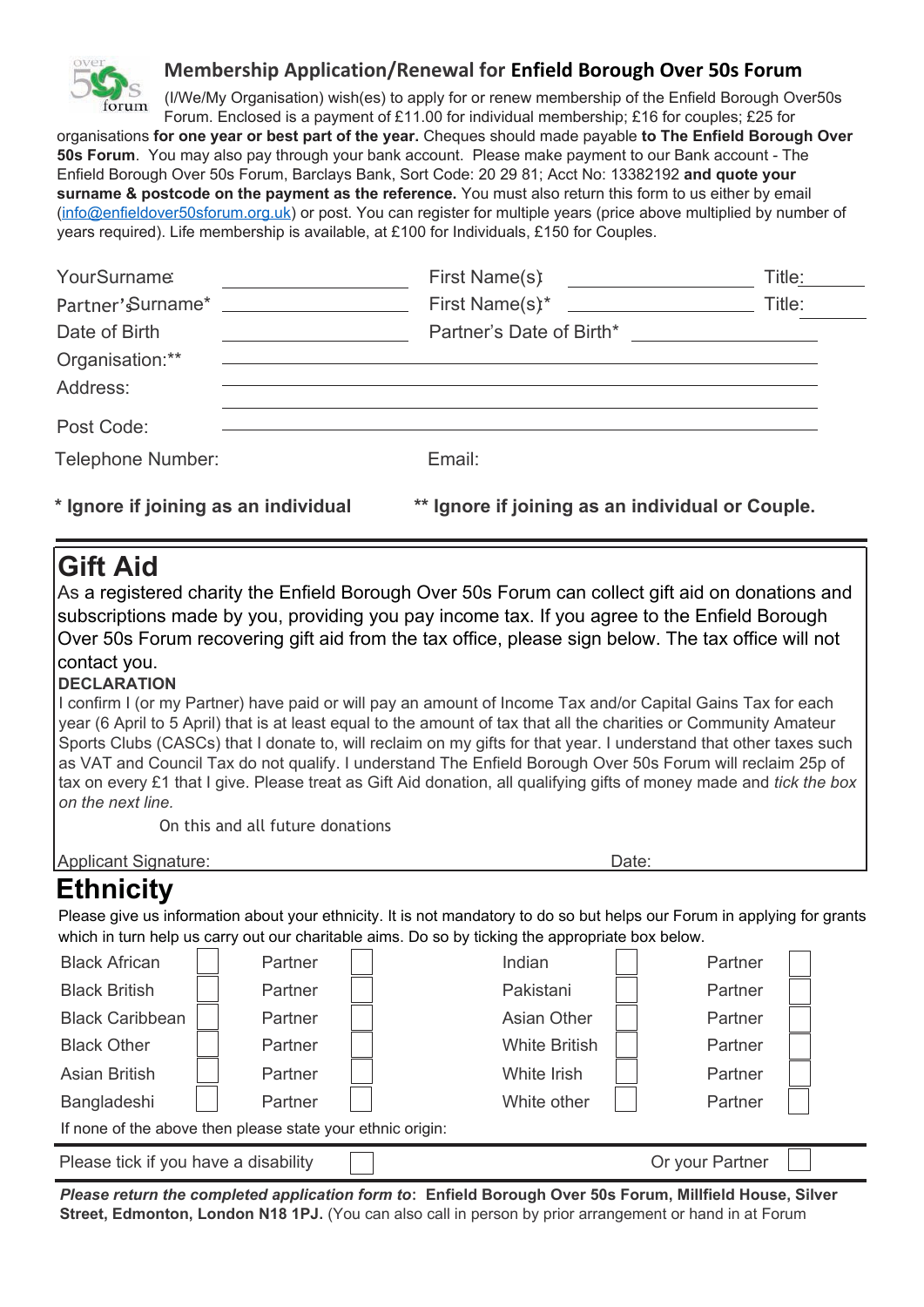## Membership Application/Renewal for **Enfield Borough Over 50s Forum**

(I/We/My Organisation) wish(es) to apply for or renew membership of the Enfield Borough Over50s Forum. Enclosed is a payment of £11.00 for individual membership; £16 for couples; £25 for organisations **for one year or best part of the year.** Cheques should made payable **to The Enfield Borough Over 50s Forum**. You may also pay through your bank account. Please make payment to our Bank account - The Enfield Borough Over 50s Forum, Barclays Bank, Sort Code: 20 29 81; Acct No: 13382192 **and quote your surname & postcode on the payment as the reference.** You must also return this form to us either by email (info@enfieldover50sforum.org.uk) or post. You can register for multiple years (price above multiplied by number of years required). Life membership is available, at £100 for Individuals, £150 for Couples.

| | | | | | |
|---|---|---|---|---|---|
| Your Surname: | | First Name(s): | | Title: | |
| Partner's Surname* | | First Name(s)* | | Title: | |
| Date of Birth | | Partner's Date of Birth* | | | |
| Organisation:** | | | | | |
| Address: | | | | | |
| Post Code: | | | | | |
| Telephone Number: | | Email: | | | |

**\* Ignore if joining as an individual** **\*\* Ignore if joining as an individual or Couple.**

# Gift Aid

As a registered charity the Enfield Borough Over 50s Forum can collect gift aid on donations and subscriptions made by you, providing you pay income tax. If you agree to the Enfield Borough Over 50s Forum recovering gift aid from the tax office, please sign below. The tax office will not contact you.

**DECLARATION**

I confirm I (or my Partner) have paid or will pay an amount of Income Tax and/or Capital Gains Tax for each year (6 April to 5 April) that is at least equal to the amount of tax that all the charities or Community Amateur Sports Clubs (CASCs) that I donate to, will reclaim on my gifts for that year. I understand that other taxes such as VAT and Council Tax do not qualify. I understand The Enfield Borough Over 50s Forum will reclaim 25p of tax on every £1 that I give. Please treat as Gift Aid donation, all qualifying gifts of money made and *tick the box on the next line.*

On this and all future donations

Applicant Signature: Date:

# Ethnicity

Please give us information about your ethnicity. It is not mandatory to do so but helps our Forum in applying for grants which in turn help us carry out our charitable aims. Do so by ticking the appropriate box below.

| | | | | | | | |
|---|---|---|---|---|---|---|---|
| Black African | ☐ | Partner | ☐ | Indian | ☐ | Partner | ☐ |
| Black British | ☐ | Partner | ☐ | Pakistani | ☐ | Partner | ☐ |
| Black Caribbean | ☐ | Partner | ☐ | Asian Other | ☐ | Partner | ☐ |
| Black Other | ☐ | Partner | ☐ | White British | ☐ | Partner | ☐ |
| Asian British | ☐ | Partner | ☐ | White Irish | ☐ | Partner | ☐ |
| Bangladeshi | ☐ | Partner | ☐ | White other | ☐ | Partner | ☐ |

If none of the above then please state your ethnic origin:

Please tick if you have a disability ☐ Or your Partner ☐

***Please return the completed application form to*: Enfield Borough Over 50s Forum, Millfield House, Silver Street, Edmonton, London N18 1PJ.** (You can also call in person by prior arrangement or hand in at Forum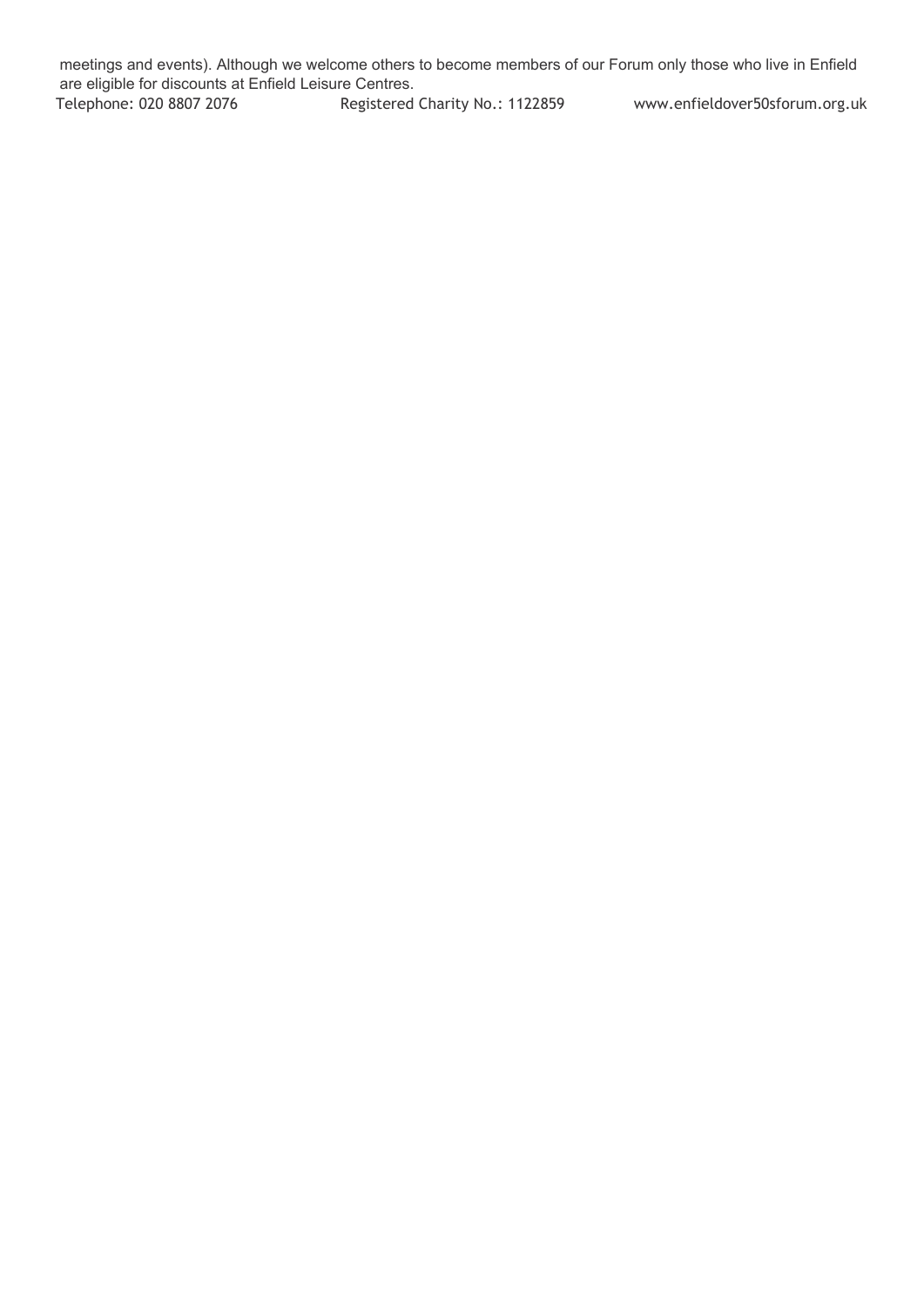meetings and events). Although we welcome others to become members of our Forum only those who live in Enfield are eligible for discounts at Enfield Leisure Centres.

Telephone: 020 8807 2076 Registered Charity No.: 1122859 www.enfieldover50sforum.org.uk